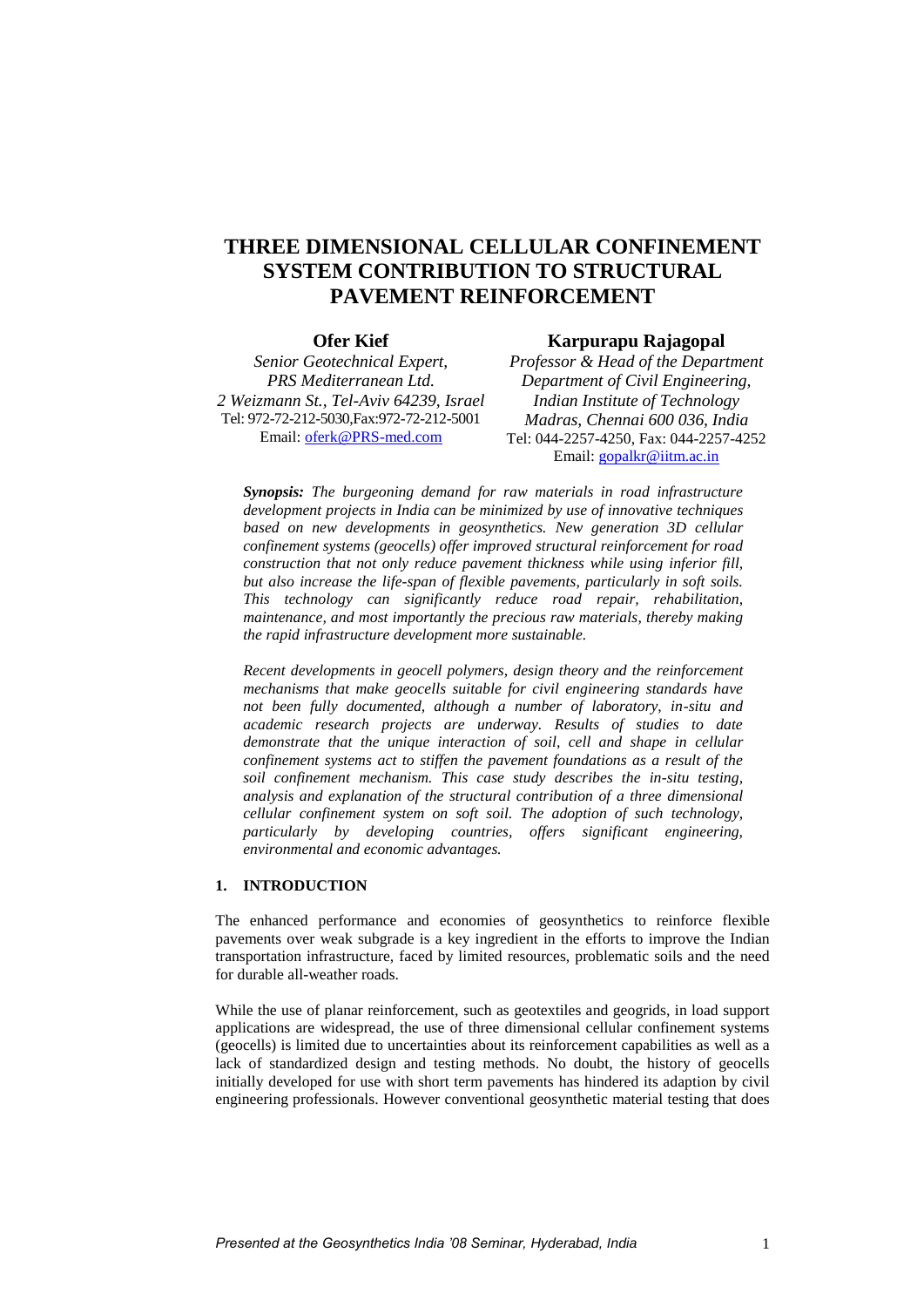# THREE DIMENSIONAL CELLULAR CONFINEMENT SYSTEM CONTRIBUTION TO STRUCTURAL PAVEMENT REINFORCEMENT

**Ofer Kief**
*Senior Geotechnical Expert,*
*PRS Mediterranean Ltd.*
*2 Weizmann St., Tel-Aviv 64239, Israel*
Tel: 972-72-212-5030,Fax:972-72-212-5001
Email: oferk@PRS-med.com

**Karpurapu Rajagopal**
*Professor & Head of the Department*
*Department of Civil Engineering,*
*Indian Institute of Technology*
*Madras, Chennai 600 036, India*
Tel: 044-2257-4250, Fax: 044-2257-4252
Email: gopalkr@iitm.ac.in

***Synopsis:*** *The burgeoning demand for raw materials in road infrastructure development projects in India can be minimized by use of innovative techniques based on new developments in geosynthetics. New generation 3D cellular confinement systems (geocells) offer improved structural reinforcement for road construction that not only reduce pavement thickness while using inferior fill, but also increase the life-span of flexible pavements, particularly in soft soils. This technology can significantly reduce road repair, rehabilitation, maintenance, and most importantly the precious raw materials, thereby making the rapid infrastructure development more sustainable.*

*Recent developments in geocell polymers, design theory and the reinforcement mechanisms that make geocells suitable for civil engineering standards have not been fully documented, although a number of laboratory, in-situ and academic research projects are underway. Results of studies to date demonstrate that the unique interaction of soil, cell and shape in cellular confinement systems act to stiffen the pavement foundations as a result of the soil confinement mechanism. This case study describes the in-situ testing, analysis and explanation of the structural contribution of a three dimensional cellular confinement system on soft soil. The adoption of such technology, particularly by developing countries, offers significant engineering, environmental and economic advantages.*

## 1. INTRODUCTION

The enhanced performance and economies of geosynthetics to reinforce flexible pavements over weak subgrade is a key ingredient in the efforts to improve the Indian transportation infrastructure, faced by limited resources, problematic soils and the need for durable all-weather roads.

While the use of planar reinforcement, such as geotextiles and geogrids, in load support applications are widespread, the use of three dimensional cellular confinement systems (geocells) is limited due to uncertainties about its reinforcement capabilities as well as a lack of standardized design and testing methods. No doubt, the history of geocells initially developed for use with short term pavements has hindered its adaption by civil engineering professionals. However conventional geosynthetic material testing that does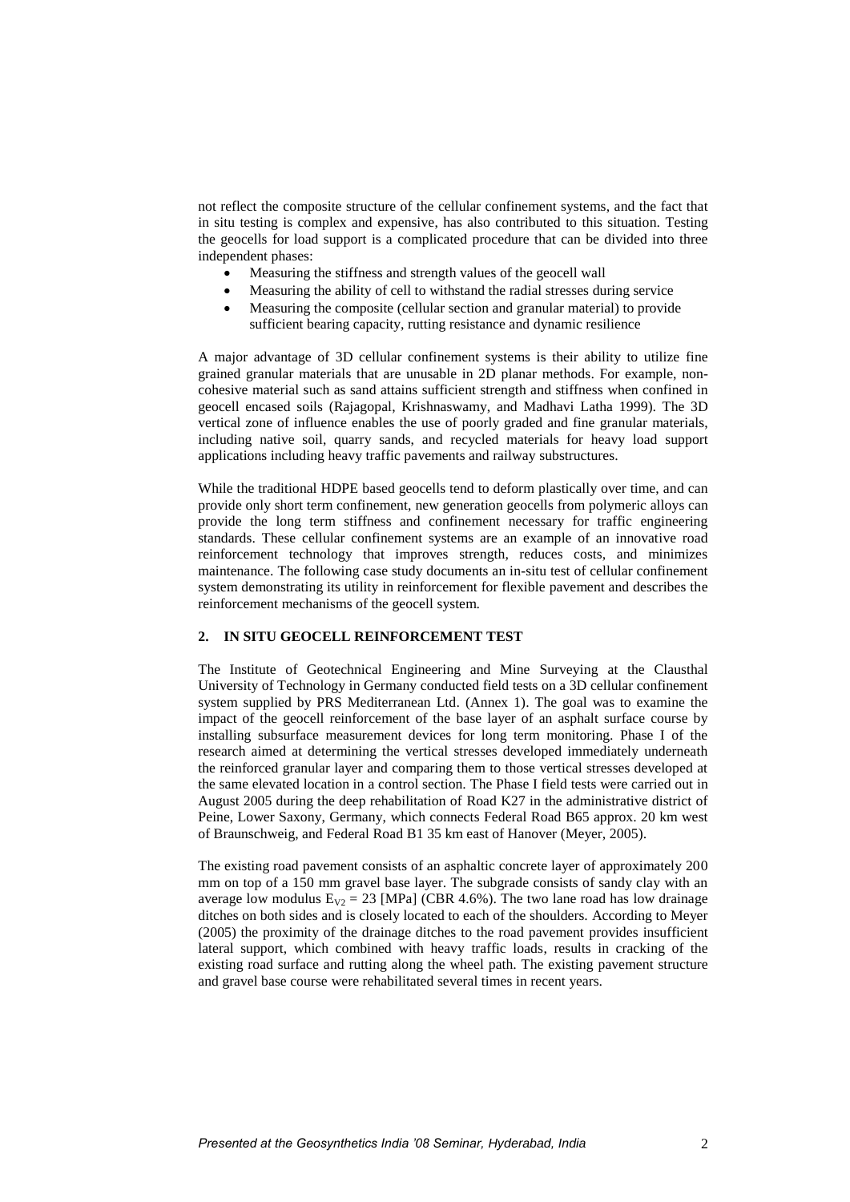not reflect the composite structure of the cellular confinement systems, and the fact that in situ testing is complex and expensive, has also contributed to this situation. Testing the geocells for load support is a complicated procedure that can be divided into three independent phases:

- Measuring the stiffness and strength values of the geocell wall
- Measuring the ability of cell to withstand the radial stresses during service
- Measuring the composite (cellular section and granular material) to provide sufficient bearing capacity, rutting resistance and dynamic resilience

A major advantage of 3D cellular confinement systems is their ability to utilize fine grained granular materials that are unusable in 2D planar methods. For example, non-cohesive material such as sand attains sufficient strength and stiffness when confined in geocell encased soils (Rajagopal, Krishnaswamy, and Madhavi Latha 1999). The 3D vertical zone of influence enables the use of poorly graded and fine granular materials, including native soil, quarry sands, and recycled materials for heavy load support applications including heavy traffic pavements and railway substructures.

While the traditional HDPE based geocells tend to deform plastically over time, and can provide only short term confinement, new generation geocells from polymeric alloys can provide the long term stiffness and confinement necessary for traffic engineering standards. These cellular confinement systems are an example of an innovative road reinforcement technology that improves strength, reduces costs, and minimizes maintenance. The following case study documents an in-situ test of cellular confinement system demonstrating its utility in reinforcement for flexible pavement and describes the reinforcement mechanisms of the geocell system.

## 2. IN SITU GEOCELL REINFORCEMENT TEST

The Institute of Geotechnical Engineering and Mine Surveying at the Clausthal University of Technology in Germany conducted field tests on a 3D cellular confinement system supplied by PRS Mediterranean Ltd. (Annex 1). The goal was to examine the impact of the geocell reinforcement of the base layer of an asphalt surface course by installing subsurface measurement devices for long term monitoring. Phase I of the research aimed at determining the vertical stresses developed immediately underneath the reinforced granular layer and comparing them to those vertical stresses developed at the same elevated location in a control section. The Phase I field tests were carried out in August 2005 during the deep rehabilitation of Road K27 in the administrative district of Peine, Lower Saxony, Germany, which connects Federal Road B65 approx. 20 km west of Braunschweig, and Federal Road B1 35 km east of Hanover (Meyer, 2005).

The existing road pavement consists of an asphaltic concrete layer of approximately 200 mm on top of a 150 mm gravel base layer. The subgrade consists of sandy clay with an average low modulus $E_{V2}$ = 23 [MPa] (CBR 4.6%). The two lane road has low drainage ditches on both sides and is closely located to each of the shoulders. According to Meyer (2005) the proximity of the drainage ditches to the road pavement provides insufficient lateral support, which combined with heavy traffic loads, results in cracking of the existing road surface and rutting along the wheel path. The existing pavement structure and gravel base course were rehabilitated several times in recent years.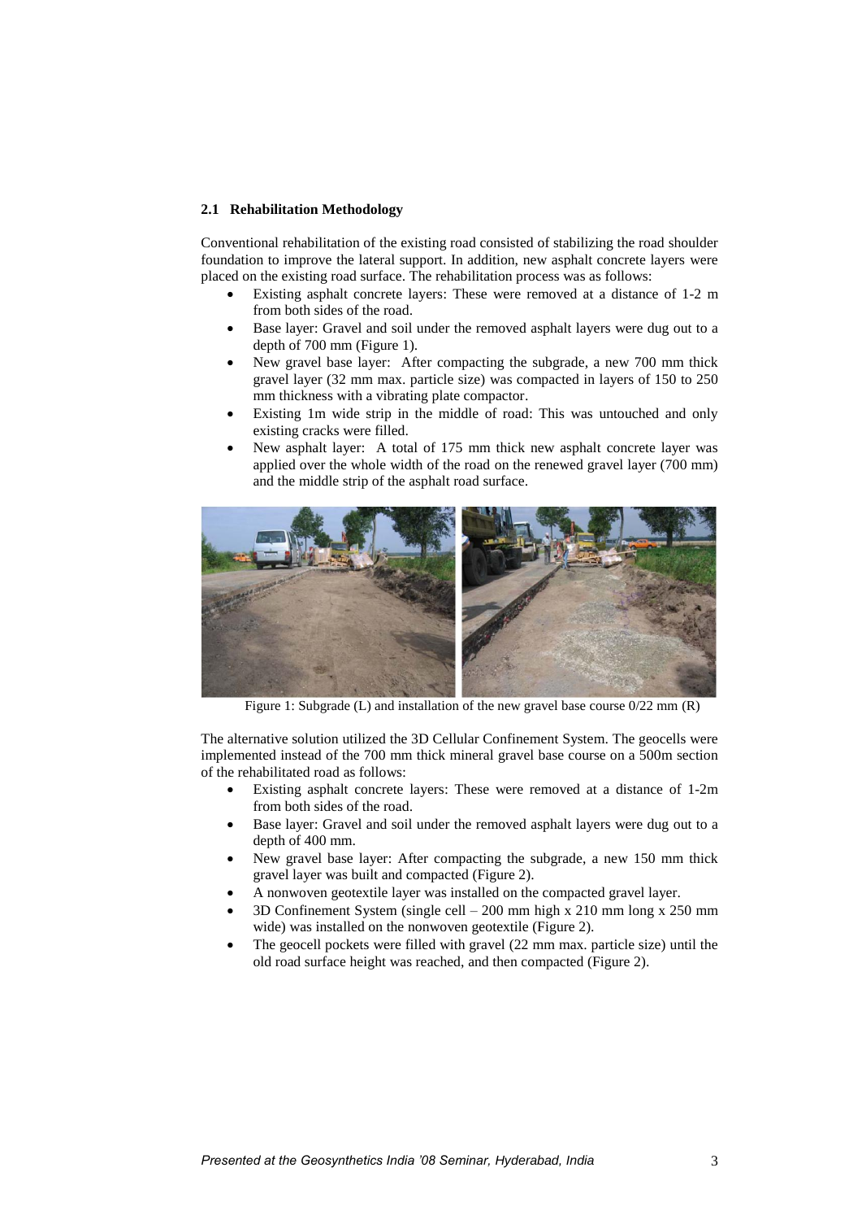### 2.1 Rehabilitation Methodology

Conventional rehabilitation of the existing road consisted of stabilizing the road shoulder foundation to improve the lateral support. In addition, new asphalt concrete layers were placed on the existing road surface. The rehabilitation process was as follows:

- Existing asphalt concrete layers: These were removed at a distance of 1-2 m from both sides of the road.
- Base layer: Gravel and soil under the removed asphalt layers were dug out to a depth of 700 mm (Figure 1).
- New gravel base layer: After compacting the subgrade, a new 700 mm thick gravel layer (32 mm max. particle size) was compacted in layers of 150 to 250 mm thickness with a vibrating plate compactor.
- Existing 1m wide strip in the middle of road: This was untouched and only existing cracks were filled.
- New asphalt layer: A total of 175 mm thick new asphalt concrete layer was applied over the whole width of the road on the renewed gravel layer (700 mm) and the middle strip of the asphalt road surface.

Figure 1: Subgrade (L) and installation of the new gravel base course 0/22 mm (R)

The alternative solution utilized the 3D Cellular Confinement System. The geocells were implemented instead of the 700 mm thick mineral gravel base course on a 500m section of the rehabilitated road as follows:

- Existing asphalt concrete layers: These were removed at a distance of 1-2m from both sides of the road.
- Base layer: Gravel and soil under the removed asphalt layers were dug out to a depth of 400 mm.
- New gravel base layer: After compacting the subgrade, a new 150 mm thick gravel layer was built and compacted (Figure 2).
- A nonwoven geotextile layer was installed on the compacted gravel layer.
- 3D Confinement System (single cell – 200 mm high x 210 mm long x 250 mm wide) was installed on the nonwoven geotextile (Figure 2).
- The geocell pockets were filled with gravel (22 mm max. particle size) until the old road surface height was reached, and then compacted (Figure 2).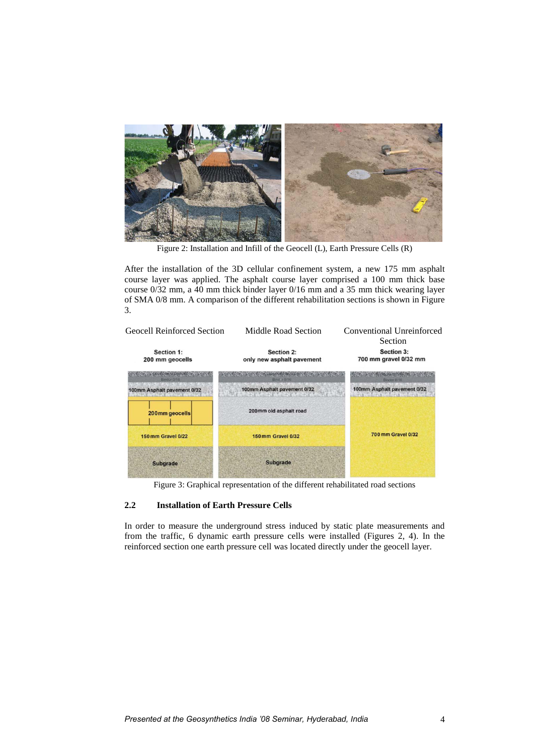Figure 2: Installation and Infill of the Geocell (L), Earth Pressure Cells (R)

After the installation of the 3D cellular confinement system, a new 175 mm asphalt course layer was applied. The asphalt course layer comprised a 100 mm thick base course 0/32 mm, a 40 mm thick binder layer 0/16 mm and a 35 mm thick wearing layer of SMA 0/8 mm. A comparison of the different rehabilitation sections is shown in Figure 3.

Figure 3: Graphical representation of the different rehabilitated road sections

## 2.2 Installation of Earth Pressure Cells

In order to measure the underground stress induced by static plate measurements and from the traffic, 6 dynamic earth pressure cells were installed (Figures 2, 4). In the reinforced section one earth pressure cell was located directly under the geocell layer.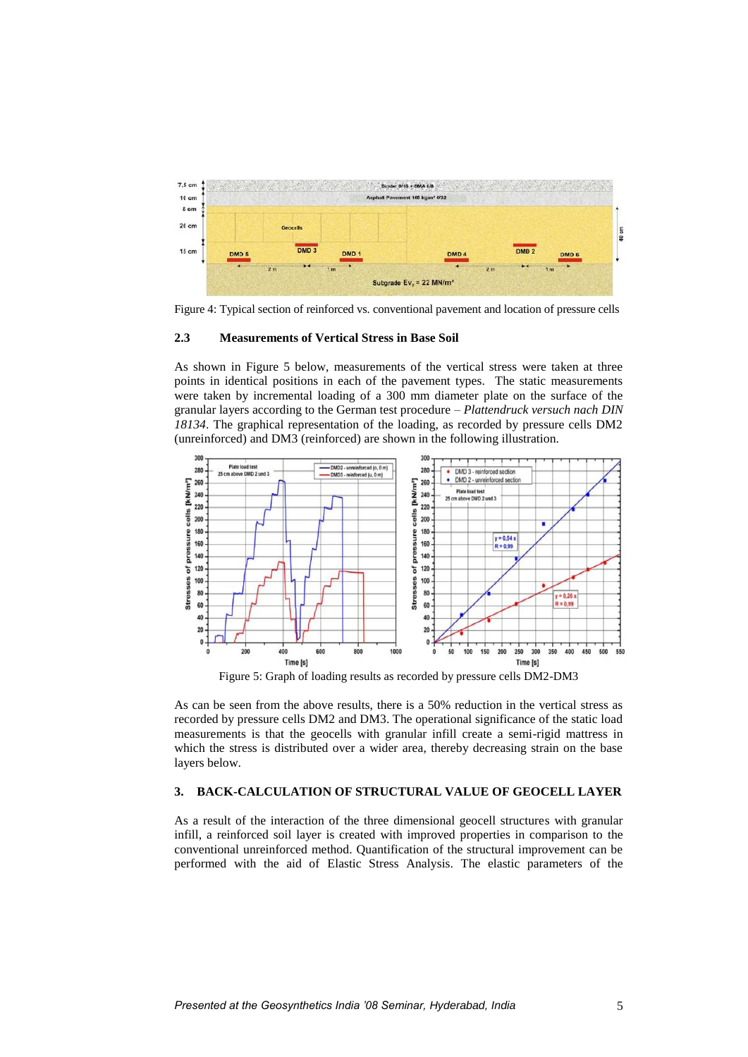Figure 4: Typical section of reinforced vs. conventional pavement and location of pressure cells

### 2.3 Measurements of Vertical Stress in Base Soil

As shown in Figure 5 below, measurements of the vertical stress were taken at three points in identical positions in each of the pavement types. The static measurements were taken by incremental loading of a 300 mm diameter plate on the surface of the granular layers according to the German test procedure – *Plattendruck versuch nach DIN 18134*. The graphical representation of the loading, as recorded by pressure cells DM2 (unreinforced) and DM3 (reinforced) are shown in the following illustration.

Figure 5: Graph of loading results as recorded by pressure cells DM2-DM3

As can be seen from the above results, there is a 50% reduction in the vertical stress as recorded by pressure cells DM2 and DM3. The operational significance of the static load measurements is that the geocells with granular infill create a semi-rigid mattress in which the stress is distributed over a wider area, thereby decreasing strain on the base layers below.

## 3. BACK-CALCULATION OF STRUCTURAL VALUE OF GEOCELL LAYER

As a result of the interaction of the three dimensional geocell structures with granular infill, a reinforced soil layer is created with improved properties in comparison to the conventional unreinforced method. Quantification of the structural improvement can be performed with the aid of Elastic Stress Analysis. The elastic parameters of the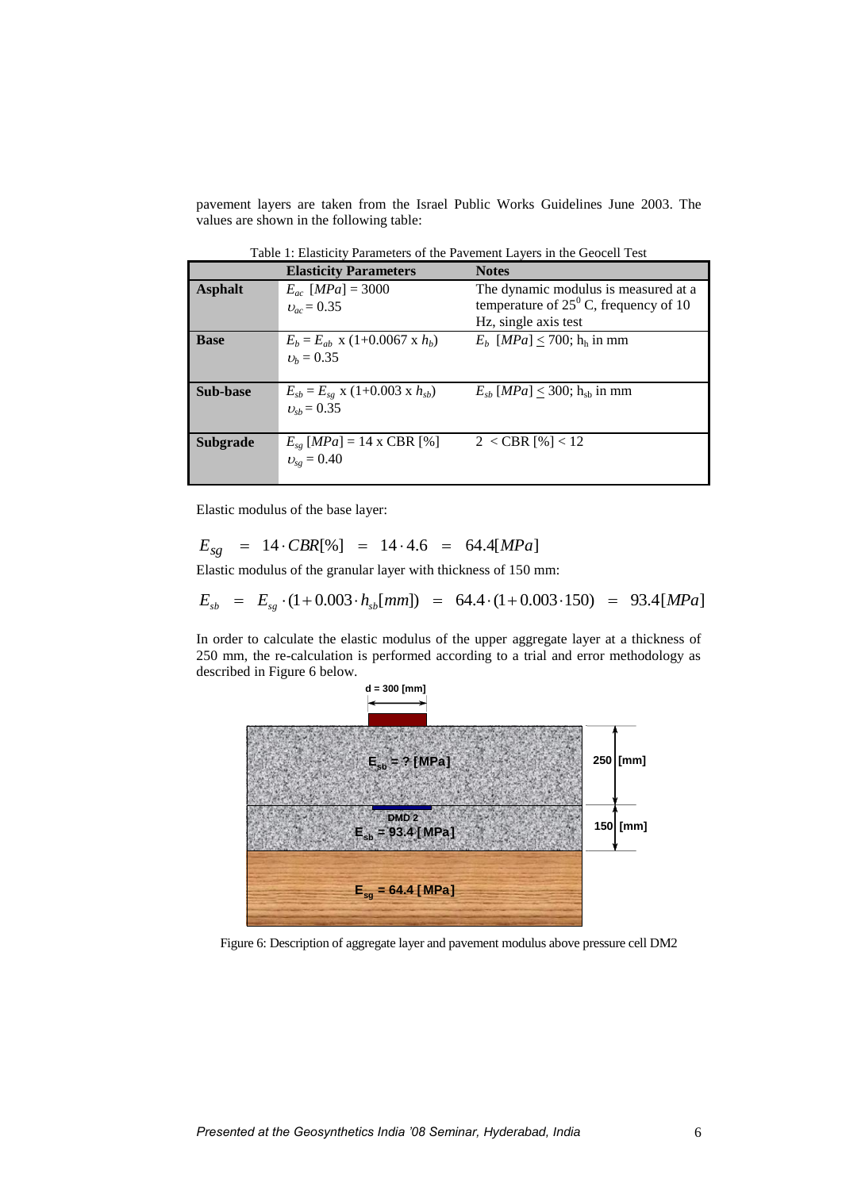pavement layers are taken from the Israel Public Works Guidelines June 2003. The values are shown in the following table:

Table 1: Elasticity Parameters of the Pavement Layers in the Geocell Test

| | Elasticity Parameters | Notes |
|---|---|---|
| **Asphalt** | $E_{ac}$ $[MPa] = 3000$ <br> $\upsilon_{ac} = 0.35$ | The dynamic modulus is measured at a temperature of $25^0$ C, frequency of 10 Hz, single axis test |
| **Base** | $E_b = E_{ab}$ x $(1+0.0067$ x $h_b)$ <br> $\upsilon_b = 0.35$ | $E_b$ $[MPa] \leq 700$; $h_h$ in mm |
| **Sub-base** | $E_{sb} = E_{sg}$ x $(1+0.003$ x $h_{sb})$ <br> $\upsilon_{sb} = 0.35$ | $E_{sb}$ $[MPa] \leq 300$; $h_{sb}$ in mm |
| **Subgrade** | $E_{sg}$ $[MPa] = 14$ x CBR [%] <br> $\upsilon_{sg} = 0.40$ | $2 <$ CBR [%] $< 12$ |

Elastic modulus of the base layer:

$$E_{sg} \;=\; 14 \cdot CBR[\%] \;=\; 14 \cdot 4.6 \;=\; 64.4[MPa]$$

Elastic modulus of the granular layer with thickness of 150 mm:

$$E_{sb} \;=\; E_{sg} \cdot (1 + 0.003 \cdot h_{sb}[mm]) \;=\; 64.4 \cdot (1 + 0.003 \cdot 150) \;=\; 93.4[MPa]$$

In order to calculate the elastic modulus of the upper aggregate layer at a thickness of 250 mm, the re-calculation is performed according to a trial and error methodology as described in Figure 6 below.

d = 300 [mm]

| Layer | Thickness |
|---|---|
| $E_{sb}$ = ? [MPa] | 250 [mm] |
| DMD 2 <br> $E_{sb}$ = 93.4 [MPa] | 150 [mm] |
| $E_{sg}$ = 64.4 [MPa] | |

Figure 6: Description of aggregate layer and pavement modulus above pressure cell DM2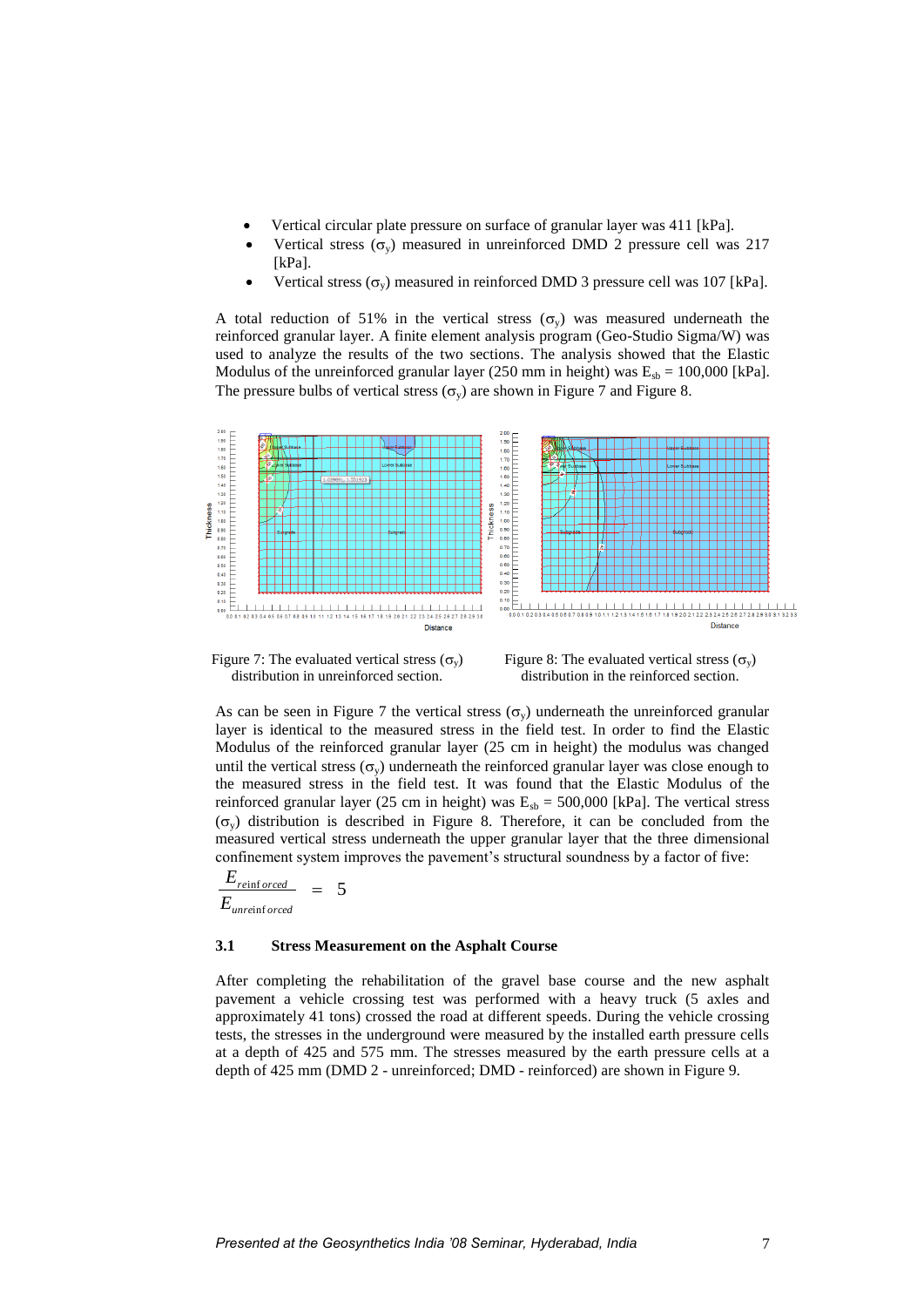- Vertical circular plate pressure on surface of granular layer was 411 [kPa].
- Vertical stress ($\sigma_y$) measured in unreinforced DMD 2 pressure cell was 217 [kPa].
- Vertical stress ($\sigma_y$) measured in reinforced DMD 3 pressure cell was 107 [kPa].

A total reduction of 51% in the vertical stress ($\sigma_y$) was measured underneath the reinforced granular layer. A finite element analysis program (Geo-Studio Sigma/W) was used to analyze the results of the two sections. The analysis showed that the Elastic Modulus of the unreinforced granular layer (250 mm in height) was $E_{sb}$ = 100,000 [kPa]. The pressure bulbs of vertical stress ($\sigma_y$) are shown in Figure 7 and Figure 8.

Figure 7: The evaluated vertical stress ($\sigma_y$) distribution in unreinforced section.

Figure 8: The evaluated vertical stress ($\sigma_y$) distribution in the reinforced section.

As can be seen in Figure 7 the vertical stress ($\sigma_y$) underneath the unreinforced granular layer is identical to the measured stress in the field test. In order to find the Elastic Modulus of the reinforced granular layer (25 cm in height) the modulus was changed until the vertical stress ($\sigma_y$) underneath the reinforced granular layer was close enough to the measured stress in the field test. It was found that the Elastic Modulus of the reinforced granular layer (25 cm in height) was $E_{sb}$ = 500,000 [kPa]. The vertical stress ($\sigma_y$) distribution is described in Figure 8. Therefore, it can be concluded from the measured vertical stress underneath the upper granular layer that the three dimensional confinement system improves the pavement's structural soundness by a factor of five:

$$\frac{E_{reinforced}}{E_{unreinforced}} = 5$$

### 3.1 Stress Measurement on the Asphalt Course

After completing the rehabilitation of the gravel base course and the new asphalt pavement a vehicle crossing test was performed with a heavy truck (5 axles and approximately 41 tons) crossed the road at different speeds. During the vehicle crossing tests, the stresses in the underground were measured by the installed earth pressure cells at a depth of 425 and 575 mm. The stresses measured by the earth pressure cells at a depth of 425 mm (DMD 2 - unreinforced; DMD - reinforced) are shown in Figure 9.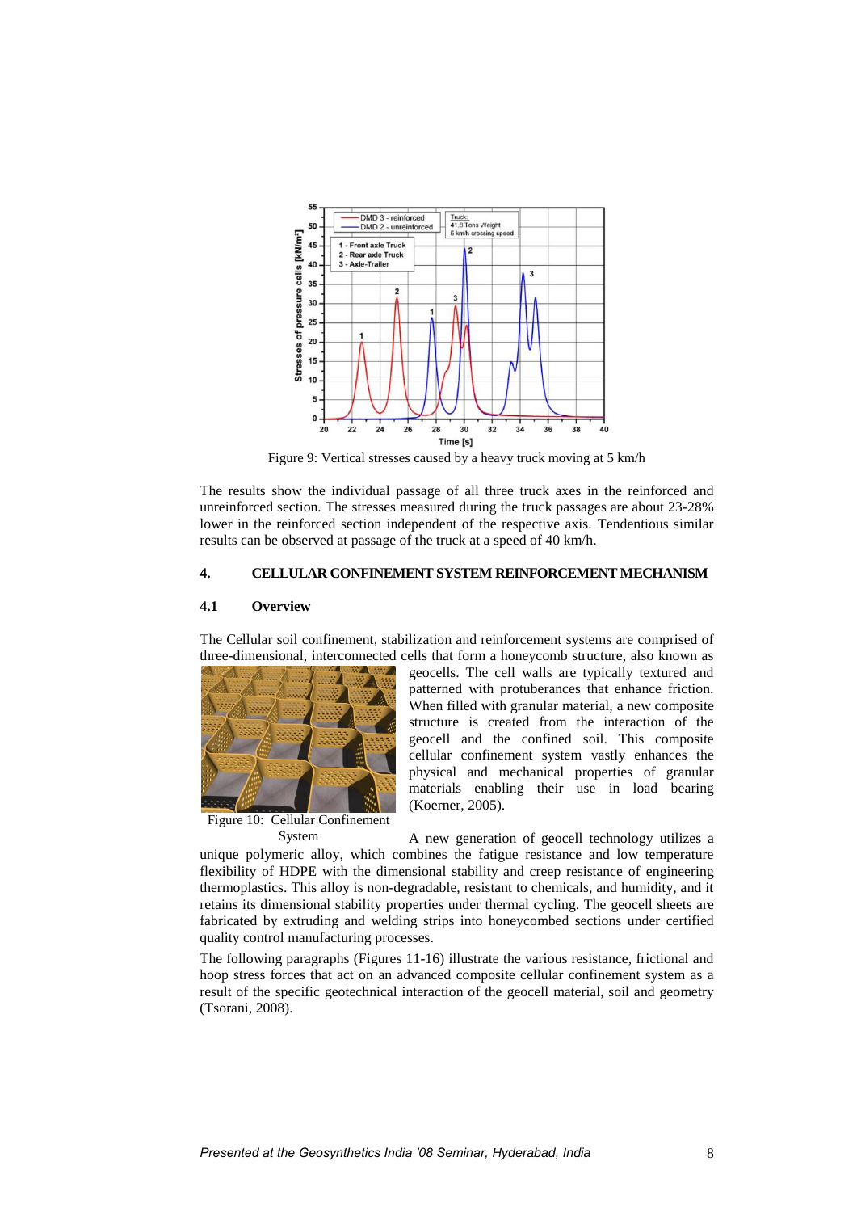Figure 9: Vertical stresses caused by a heavy truck moving at 5 km/h

The results show the individual passage of all three truck axes in the reinforced and unreinforced section. The stresses measured during the truck passages are about 23-28% lower in the reinforced section independent of the respective axis. Tendentious similar results can be observed at passage of the truck at a speed of 40 km/h.

## 4. CELLULAR CONFINEMENT SYSTEM REINFORCEMENT MECHANISM

### 4.1 Overview

The Cellular soil confinement, stabilization and reinforcement systems are comprised of three-dimensional, interconnected cells that form a honeycomb structure, also known as geocells. The cell walls are typically textured and patterned with protuberances that enhance friction. When filled with granular material, a new composite structure is created from the interaction of the geocell and the confined soil. This composite cellular confinement system vastly enhances the physical and mechanical properties of granular materials enabling their use in load bearing (Koerner, 2005).

Figure 10: Cellular Confinement System

A new generation of geocell technology utilizes a unique polymeric alloy, which combines the fatigue resistance and low temperature flexibility of HDPE with the dimensional stability and creep resistance of engineering thermoplastics. This alloy is non-degradable, resistant to chemicals, and humidity, and it retains its dimensional stability properties under thermal cycling. The geocell sheets are fabricated by extruding and welding strips into honeycombed sections under certified quality control manufacturing processes.

The following paragraphs (Figures 11-16) illustrate the various resistance, frictional and hoop stress forces that act on an advanced composite cellular confinement system as a result of the specific geotechnical interaction of the geocell material, soil and geometry (Tsorani, 2008).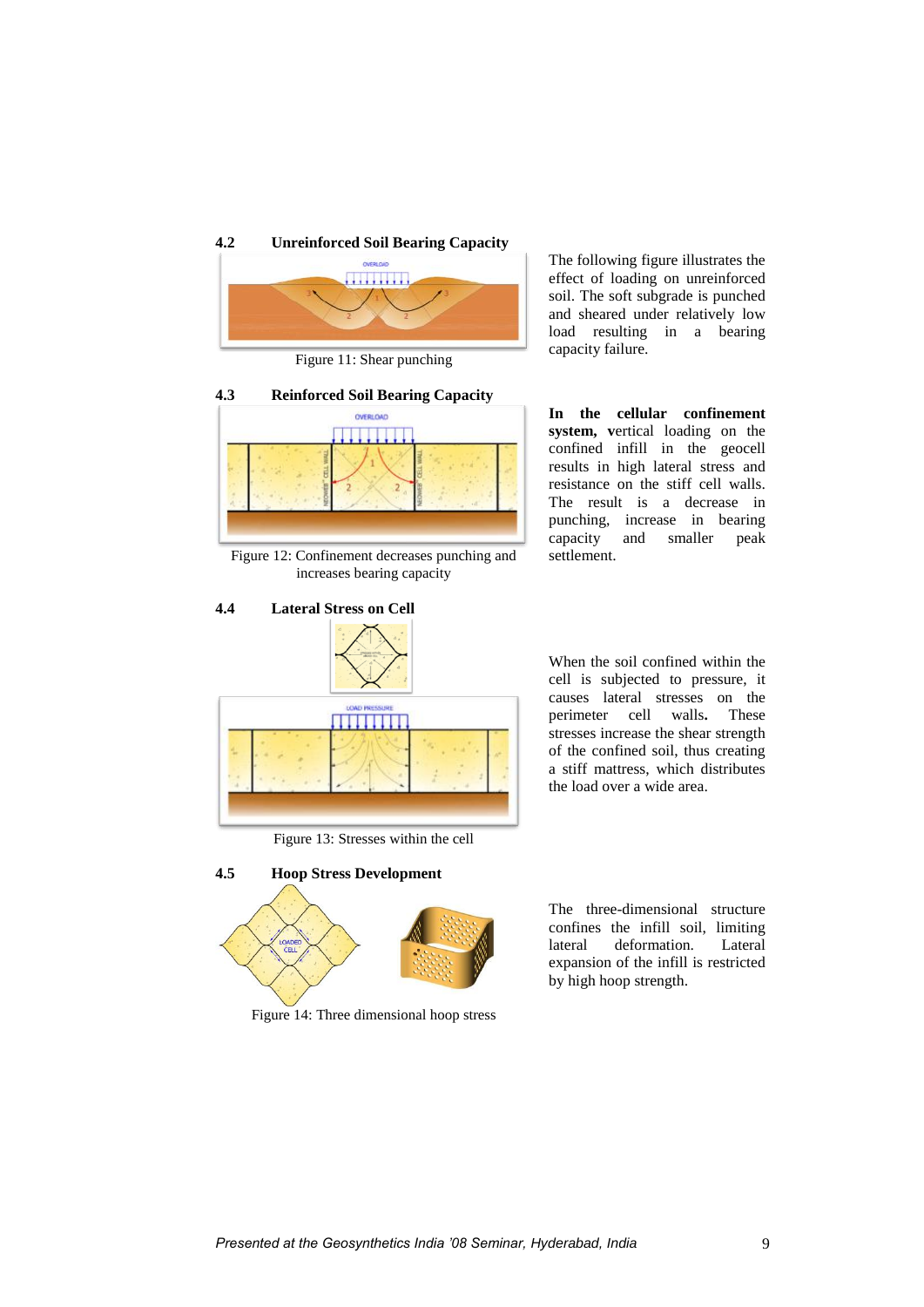### 4.2 Unreinforced Soil Bearing Capacity

Figure 11: Shear punching

The following figure illustrates the effect of loading on unreinforced soil. The soft subgrade is punched and sheared under relatively low load resulting in a bearing capacity failure.

### 4.3 Reinforced Soil Bearing Capacity

Figure 12: Confinement decreases punching and increases bearing capacity

**In the cellular confinement system, v**ertical loading on the confined infill in the geocell results in high lateral stress and resistance on the stiff cell walls. The result is a decrease in punching, increase in bearing capacity and smaller peak settlement.

### 4.4 Lateral Stress on Cell

Figure 13: Stresses within the cell

When the soil confined within the cell is subjected to pressure, it causes lateral stresses on the perimeter cell walls**.** These stresses increase the shear strength of the confined soil, thus creating a stiff mattress, which distributes the load over a wide area.

### 4.5 Hoop Stress Development

Figure 14: Three dimensional hoop stress

The three-dimensional structure confines the infill soil, limiting lateral deformation. Lateral expansion of the infill is restricted by high hoop strength.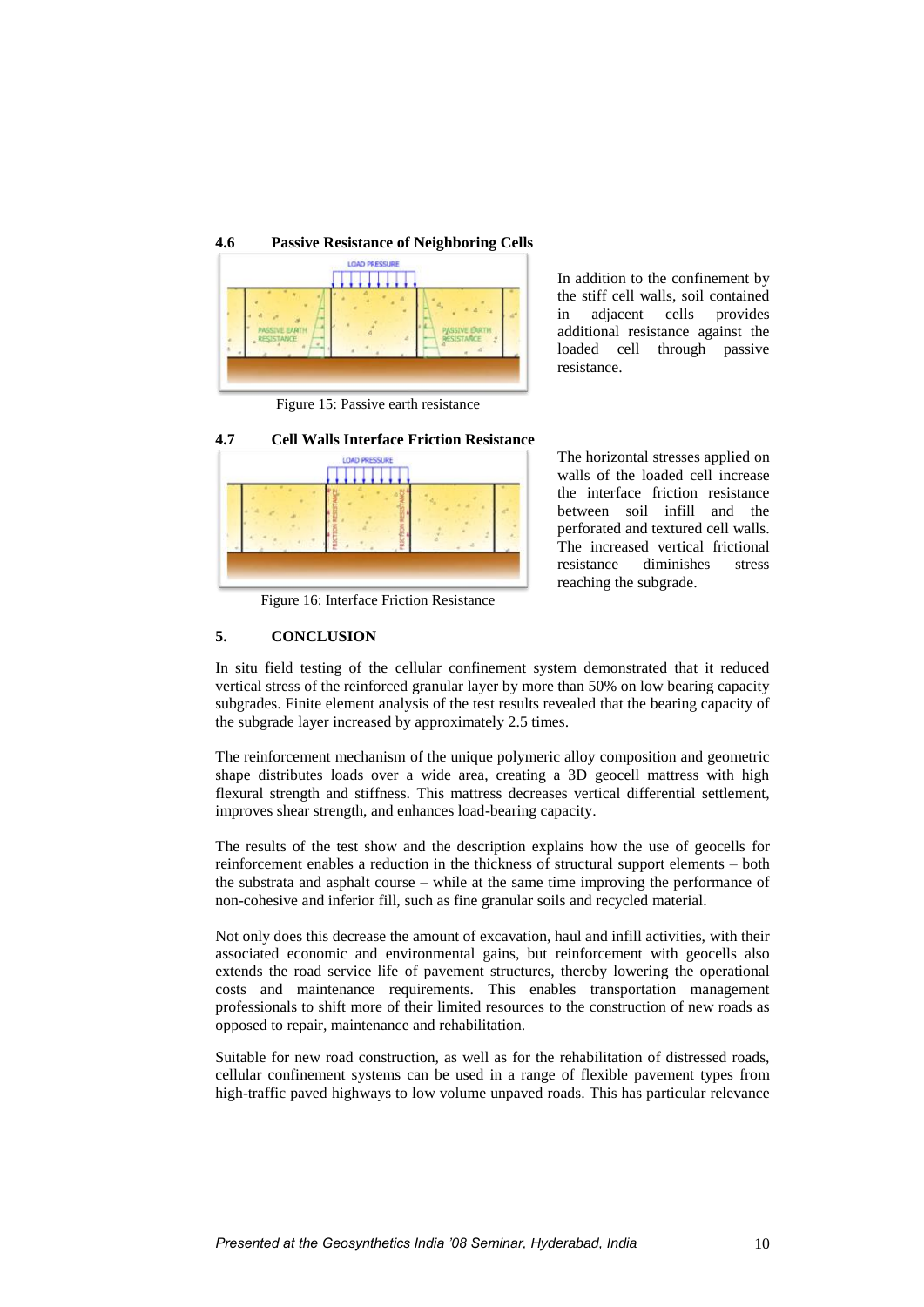### 4.6 Passive Resistance of Neighboring Cells

In addition to the confinement by the stiff cell walls, soil contained in adjacent cells provides additional resistance against the loaded cell through passive resistance.

Figure 15: Passive earth resistance

### 4.7 Cell Walls Interface Friction Resistance

The horizontal stresses applied on walls of the loaded cell increase the interface friction resistance between soil infill and the perforated and textured cell walls. The increased vertical frictional resistance diminishes stress reaching the subgrade.

Figure 16: Interface Friction Resistance

## 5. CONCLUSION

In situ field testing of the cellular confinement system demonstrated that it reduced vertical stress of the reinforced granular layer by more than 50% on low bearing capacity subgrades. Finite element analysis of the test results revealed that the bearing capacity of the subgrade layer increased by approximately 2.5 times.

The reinforcement mechanism of the unique polymeric alloy composition and geometric shape distributes loads over a wide area, creating a 3D geocell mattress with high flexural strength and stiffness. This mattress decreases vertical differential settlement, improves shear strength, and enhances load-bearing capacity.

The results of the test show and the description explains how the use of geocells for reinforcement enables a reduction in the thickness of structural support elements – both the substrata and asphalt course – while at the same time improving the performance of non-cohesive and inferior fill, such as fine granular soils and recycled material.

Not only does this decrease the amount of excavation, haul and infill activities, with their associated economic and environmental gains, but reinforcement with geocells also extends the road service life of pavement structures, thereby lowering the operational costs and maintenance requirements. This enables transportation management professionals to shift more of their limited resources to the construction of new roads as opposed to repair, maintenance and rehabilitation.

Suitable for new road construction, as well as for the rehabilitation of distressed roads, cellular confinement systems can be used in a range of flexible pavement types from high-traffic paved highways to low volume unpaved roads. This has particular relevance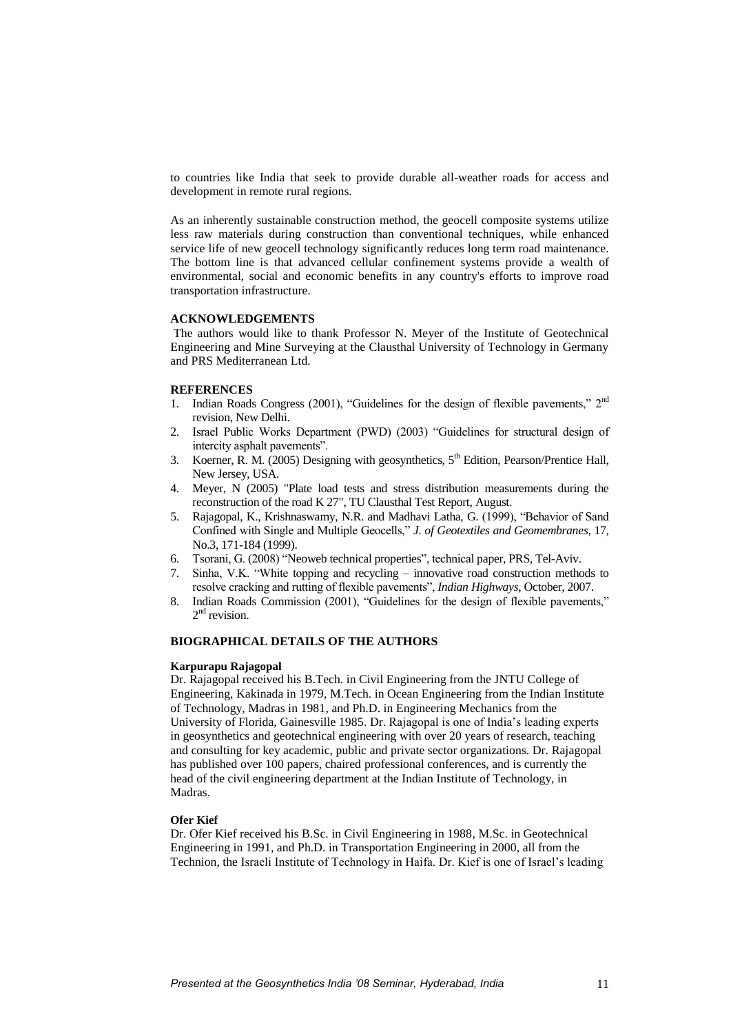to countries like India that seek to provide durable all-weather roads for access and development in remote rural regions.

As an inherently sustainable construction method, the geocell composite systems utilize less raw materials during construction than conventional techniques, while enhanced service life of new geocell technology significantly reduces long term road maintenance. The bottom line is that advanced cellular confinement systems provide a wealth of environmental, social and economic benefits in any country's efforts to improve road transportation infrastructure.

## ACKNOWLEDGEMENTS

The authors would like to thank Professor N. Meyer of the Institute of Geotechnical Engineering and Mine Surveying at the Clausthal University of Technology in Germany and PRS Mediterranean Ltd.

## REFERENCES

1. Indian Roads Congress (2001), "Guidelines for the design of flexible pavements," 2nd revision, New Delhi.
2. Israel Public Works Department (PWD) (2003) "Guidelines for structural design of intercity asphalt pavements".
3. Koerner, R. M. (2005) Designing with geosynthetics, 5th Edition, Pearson/Prentice Hall, New Jersey, USA.
4. Meyer, N (2005) "Plate load tests and stress distribution measurements during the reconstruction of the road K 27", TU Clausthal Test Report, August.
5. Rajagopal, K., Krishnaswamy, N.R. and Madhavi Latha, G. (1999), "Behavior of Sand Confined with Single and Multiple Geocells," *J. of Geotextiles and Geomembranes*, 17, No.3, 171-184 (1999).
6. Tsorani, G. (2008) "Neoweb technical properties", technical paper, PRS, Tel-Aviv.
7. Sinha, V.K. "White topping and recycling – innovative road construction methods to resolve cracking and rutting of flexible pavements", *Indian Highways*, October, 2007.
8. Indian Roads Commission (2001), "Guidelines for the design of flexible pavements," 2nd revision.

## BIOGRAPHICAL DETAILS OF THE AUTHORS

**Karpurapu Rajagopal**

Dr. Rajagopal received his B.Tech. in Civil Engineering from the JNTU College of Engineering, Kakinada in 1979, M.Tech. in Ocean Engineering from the Indian Institute of Technology, Madras in 1981, and Ph.D. in Engineering Mechanics from the University of Florida, Gainesville 1985. Dr. Rajagopal is one of India's leading experts in geosynthetics and geotechnical engineering with over 20 years of research, teaching and consulting for key academic, public and private sector organizations. Dr. Rajagopal has published over 100 papers, chaired professional conferences, and is currently the head of the civil engineering department at the Indian Institute of Technology, in Madras.

**Ofer Kief**

Dr. Ofer Kief received his B.Sc. in Civil Engineering in 1988, M.Sc. in Geotechnical Engineering in 1991, and Ph.D. in Transportation Engineering in 2000, all from the Technion, the Israeli Institute of Technology in Haifa. Dr. Kief is one of Israel's leading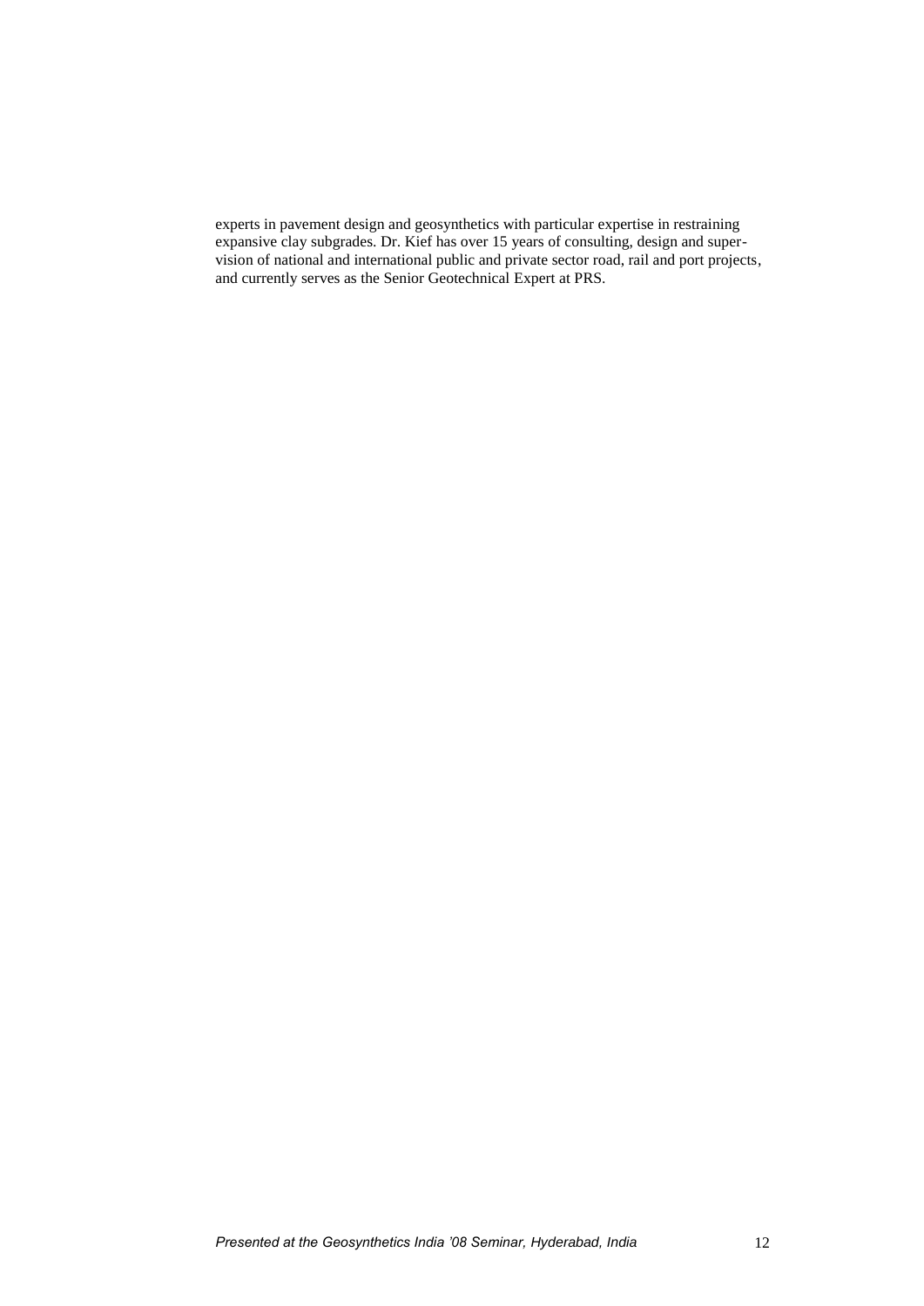experts in pavement design and geosynthetics with particular expertise in restraining expansive clay subgrades. Dr. Kief has over 15 years of consulting, design and supervision of national and international public and private sector road, rail and port projects, and currently serves as the Senior Geotechnical Expert at PRS.